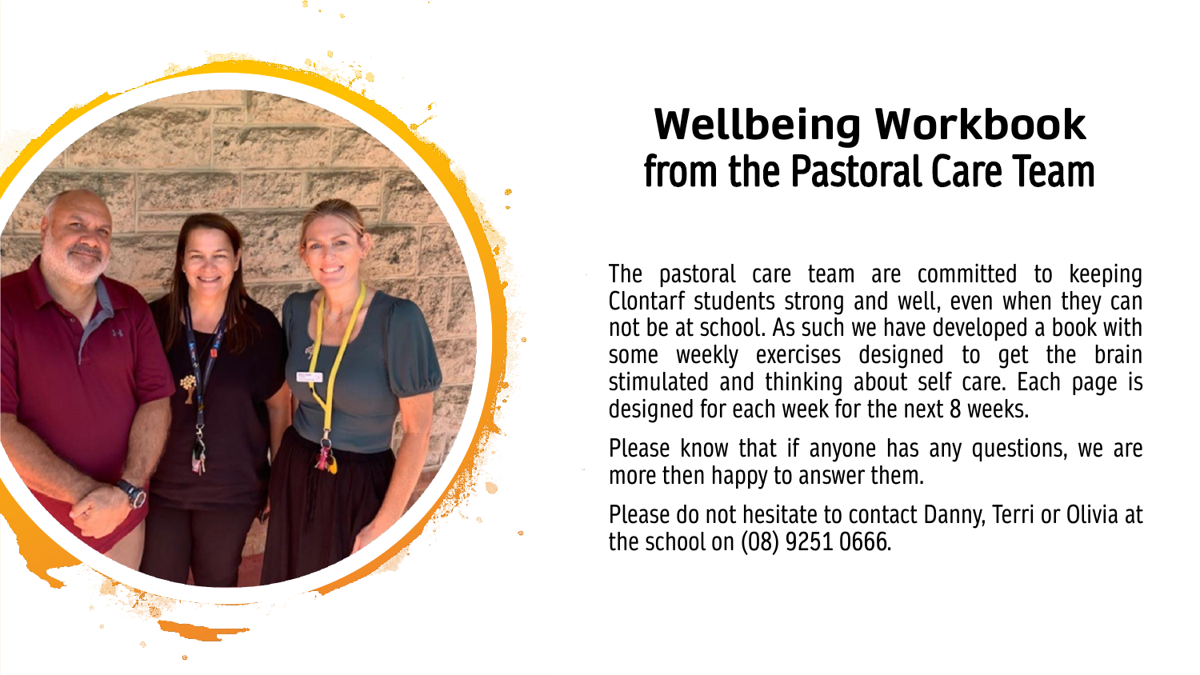# Wellbeing Workbook
## from the Pastoral Care Team

The pastoral care team are committed to keeping Clontarf students strong and well, even when they can not be at school. As such we have developed a book with some weekly exercises designed to get the brain stimulated and thinking about self care. Each page is designed for each week for the next 8 weeks.

Please know that if anyone has any questions, we are more then happy to answer them.

Please do not hesitate to contact Danny, Terri or Olivia at the school on (08) 9251 0666.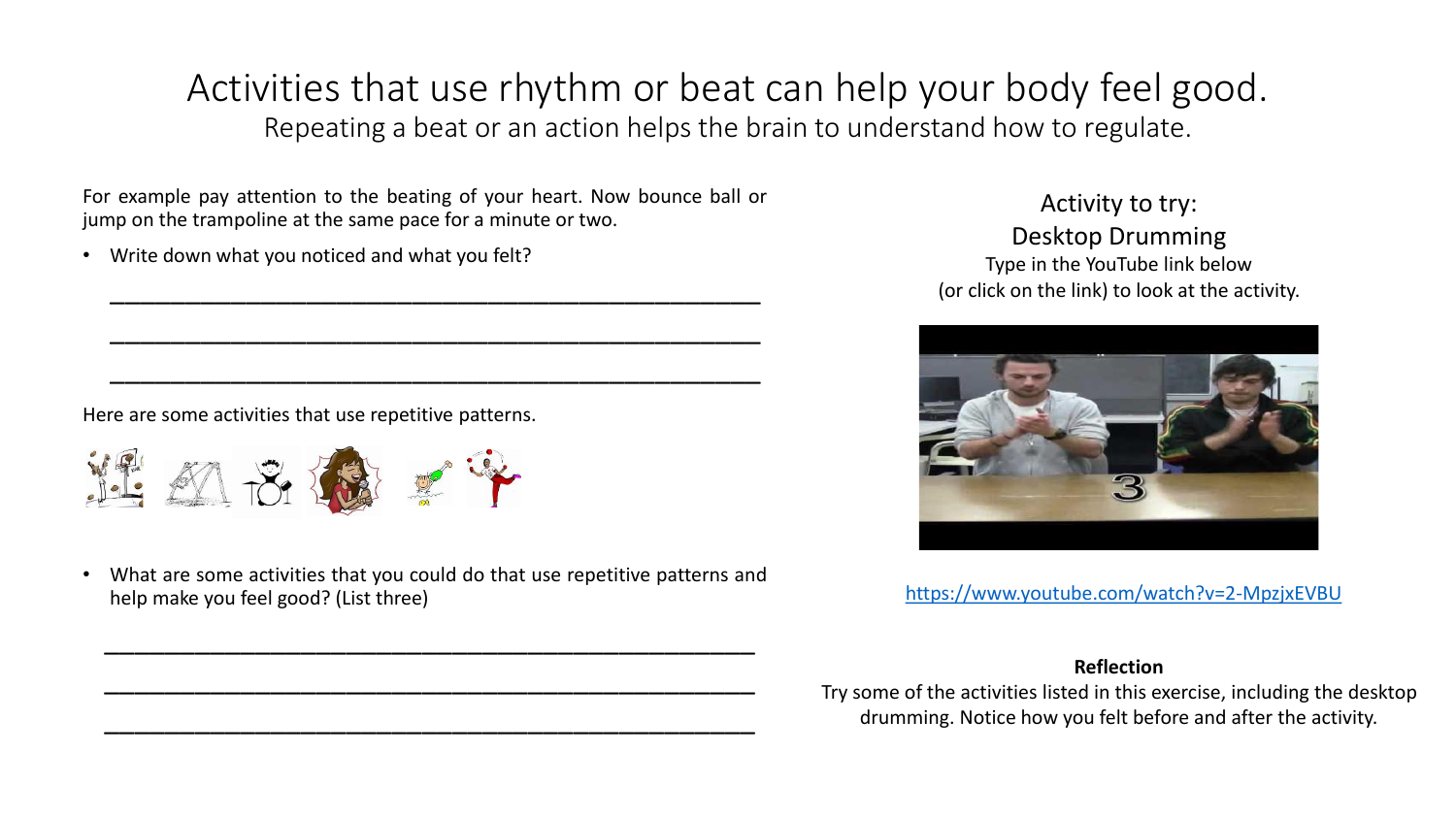# Activities that use rhythm or beat can help your body feel good.

Repeating a beat or an action helps the brain to understand how to regulate.

For example pay attention to the beating of your heart. Now bounce ball or jump on the trampoline at the same pace for a minute or two.

- Write down what you noticed and what you felt?

\_\_\_\_\_\_\_\_\_\_\_\_\_\_\_\_\_\_\_\_\_\_\_\_\_\_\_\_\_\_\_\_\_\_\_\_\_\_\_\_\_\_\_\_\_\_\_\_\_\_

\_\_\_\_\_\_\_\_\_\_\_\_\_\_\_\_\_\_\_\_\_\_\_\_\_\_\_\_\_\_\_\_\_\_\_\_\_\_\_\_\_\_\_\_\_\_\_\_\_\_

\_\_\_\_\_\_\_\_\_\_\_\_\_\_\_\_\_\_\_\_\_\_\_\_\_\_\_\_\_\_\_\_\_\_\_\_\_\_\_\_\_\_\_\_\_\_\_\_\_\_

Here are some activities that use repetitive patterns.

- What are some activities that you could do that use repetitive patterns and help make you feel good? (List three)

\_\_\_\_\_\_\_\_\_\_\_\_\_\_\_\_\_\_\_\_\_\_\_\_\_\_\_\_\_\_\_\_\_\_\_\_\_\_\_\_\_\_\_\_\_\_\_\_\_\_

\_\_\_\_\_\_\_\_\_\_\_\_\_\_\_\_\_\_\_\_\_\_\_\_\_\_\_\_\_\_\_\_\_\_\_\_\_\_\_\_\_\_\_\_\_\_\_\_\_\_

\_\_\_\_\_\_\_\_\_\_\_\_\_\_\_\_\_\_\_\_\_\_\_\_\_\_\_\_\_\_\_\_\_\_\_\_\_\_\_\_\_\_\_\_\_\_\_\_\_\_

## Activity to try:
## Desktop Drumming

Type in the YouTube link below
(or click on the link) to look at the activity.

https://www.youtube.com/watch?v=2-MpzjxEVBU

**Reflection**

Try some of the activities listed in this exercise, including the desktop drumming. Notice how you felt before and after the activity.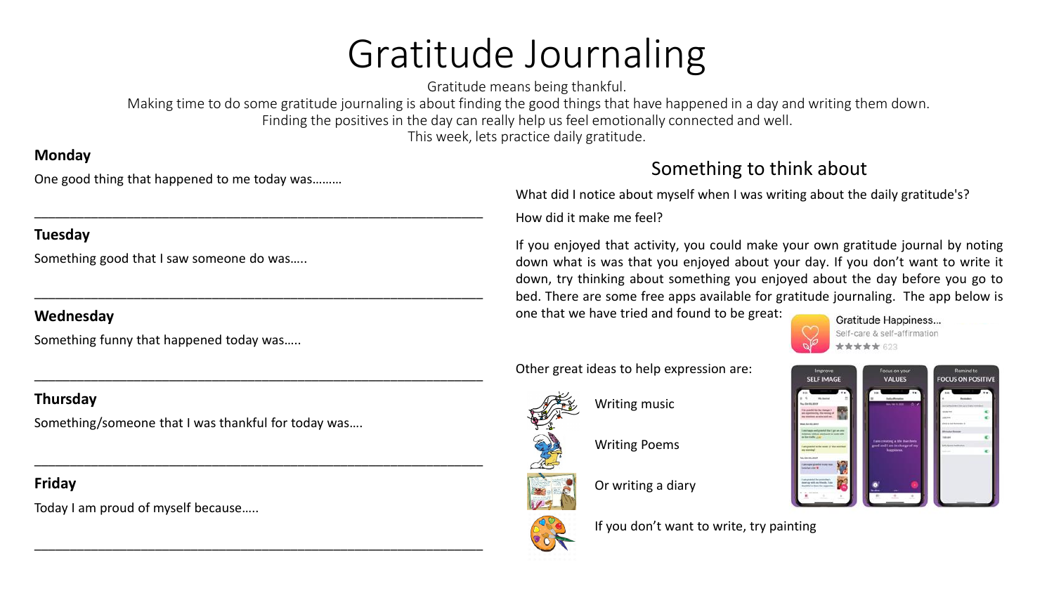# Gratitude Journaling

Gratitude means being thankful.
Making time to do some gratitude journaling is about finding the good things that have happened in a day and writing them down.
Finding the positives in the day can really help us feel emotionally connected and well.
This week, lets practice daily gratitude.

**Monday**

One good thing that happened to me today was………

_______________________________________________

**Tuesday**

Something good that I saw someone do was…..

_______________________________________________

**Wednesday**

Something funny that happened today was…..

_______________________________________________

**Thursday**

Something/someone that I was thankful for today was….

_______________________________________________

**Friday**

Today I am proud of myself because…..

_______________________________________________

## Something to think about

What did I notice about myself when I was writing about the daily gratitude's?

How did it make me feel?

If you enjoyed that activity, you could make your own gratitude journal by noting down what is was that you enjoyed about your day. If you don't want to write it down, try thinking about something you enjoyed about the day before you go to bed. There are some free apps available for gratitude journaling. The app below is one that we have tried and found to be great:

Gratitude Happiness...
Self-care & self-affirmation
★★★★★ 623

Improve SELF IMAGE | Focus on your VALUES | Remind to FOCUS ON POSITIVE

Other great ideas to help expression are:

- Writing music
- Writing Poems
- Or writing a diary
- If you don't want to write, try painting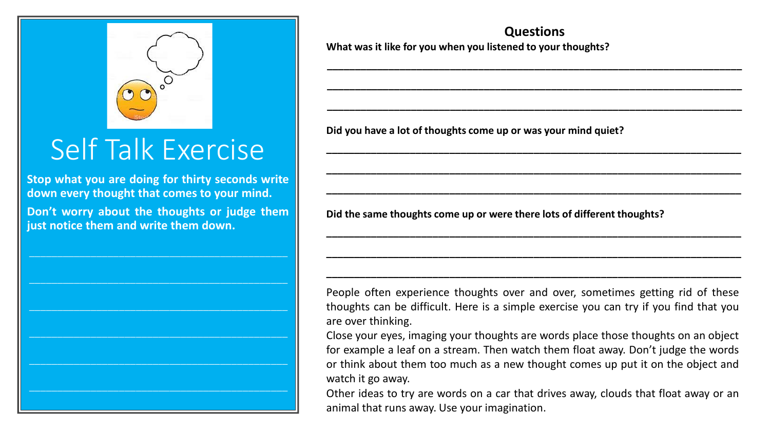# Self Talk Exercise

**Stop what you are doing for thirty seconds write down every thought that comes to your mind.**

**Don't worry about the thoughts or judge them just notice them and write them down.**

______________________________________________

______________________________________________

______________________________________________

______________________________________________

______________________________________________

______________________________________________

## Questions

**What was it like for you when you listened to your thoughts?**

______________________________________________

______________________________________________

______________________________________________

**Did you have a lot of thoughts come up or was your mind quiet?**

______________________________________________

______________________________________________

______________________________________________

**Did the same thoughts come up or were there lots of different thoughts?**

______________________________________________

______________________________________________

______________________________________________

People often experience thoughts over and over, sometimes getting rid of these thoughts can be difficult. Here is a simple exercise you can try if you find that you are over thinking.

Close your eyes, imaging your thoughts are words place those thoughts on an object for example a leaf on a stream. Then watch them float away. Don't judge the words or think about them too much as a new thought comes up put it on the object and watch it go away.

Other ideas to try are words on a car that drives away, clouds that float away or an animal that runs away. Use your imagination.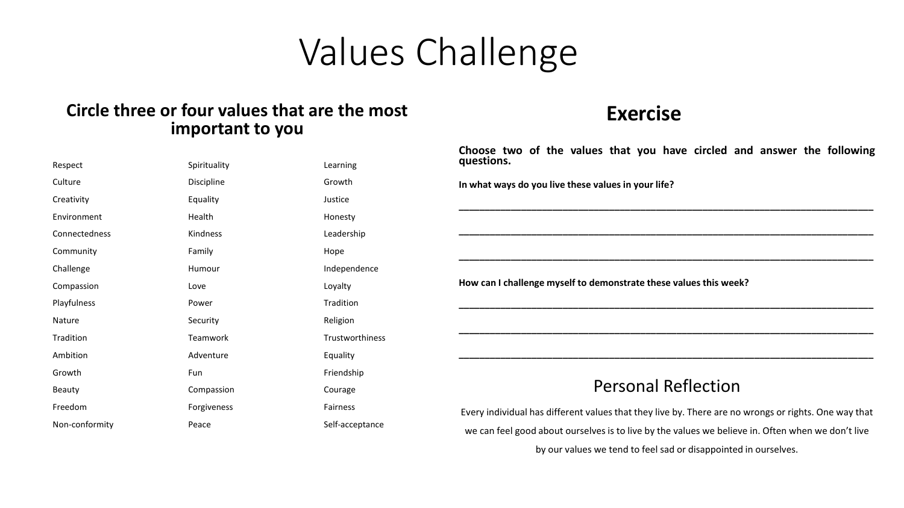# Values Challenge

## Circle three or four values that are the most important to you

| | | |
|---|---|---|
| Respect | Spirituality | Learning |
| Culture | Discipline | Growth |
| Creativity | Equality | Justice |
| Environment | Health | Honesty |
| Connectedness | Kindness | Leadership |
| Community | Family | Hope |
| Challenge | Humour | Independence |
| Compassion | Love | Loyalty |
| Playfulness | Power | Tradition |
| Nature | Security | Religion |
| Tradition | Teamwork | Trustworthiness |
| Ambition | Adventure | Equality |
| Growth | Fun | Friendship |
| Beauty | Compassion | Courage |
| Freedom | Forgiveness | Fairness |
| Non-conformity | Peace | Self-acceptance |

## Exercise

**Choose two of the values that you have circled and answer the following questions.**

**In what ways do you live these values in your life?**

______________________________________________________________________________

______________________________________________________________________________

______________________________________________________________________________

**How can I challenge myself to demonstrate these values this week?**

______________________________________________________________________________

______________________________________________________________________________

______________________________________________________________________________

## Personal Reflection

Every individual has different values that they live by. There are no wrongs or rights. One way that we can feel good about ourselves is to live by the values we believe in. Often when we don't live by our values we tend to feel sad or disappointed in ourselves.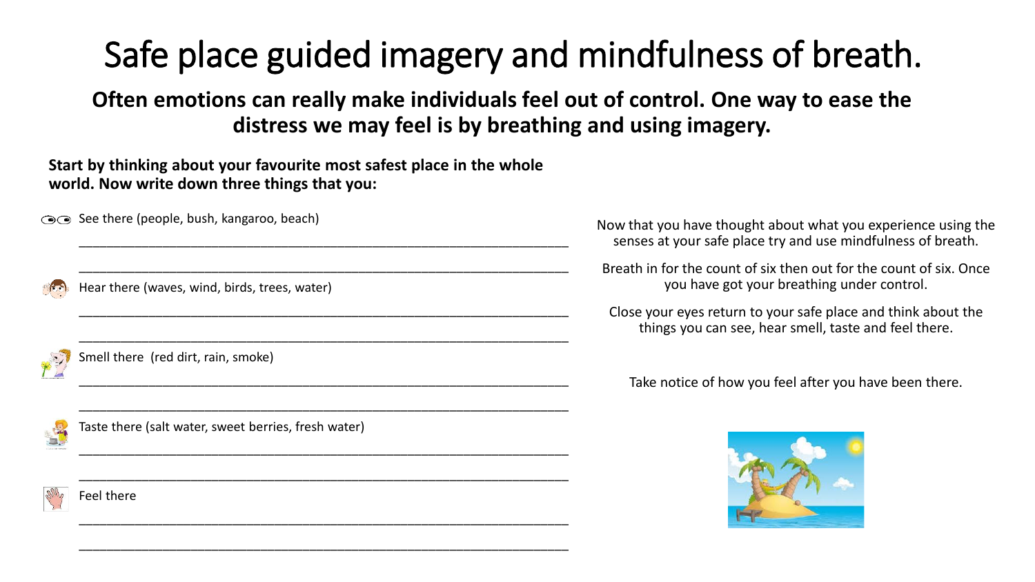# Safe place guided imagery and mindfulness of breath.

**Often emotions can really make individuals feel out of control. One way to ease the distress we may feel is by breathing and using imagery.**

**Start by thinking about your favourite most safest place in the whole world. Now write down three things that you:**

See there (people, bush, kangaroo, beach)

_______________________________________________________________

_______________________________________________________________

Hear there (waves, wind, birds, trees, water)

_______________________________________________________________

_______________________________________________________________

Smell there (red dirt, rain, smoke)

_______________________________________________________________

_______________________________________________________________

Taste there (salt water, sweet berries, fresh water)

_______________________________________________________________

_______________________________________________________________

Feel there

_______________________________________________________________

_______________________________________________________________

Now that you have thought about what you experience using the senses at your safe place try and use mindfulness of breath.

Breath in for the count of six then out for the count of six. Once you have got your breathing under control.

Close your eyes return to your safe place and think about the things you can see, hear smell, taste and feel there.

Take notice of how you feel after you have been there.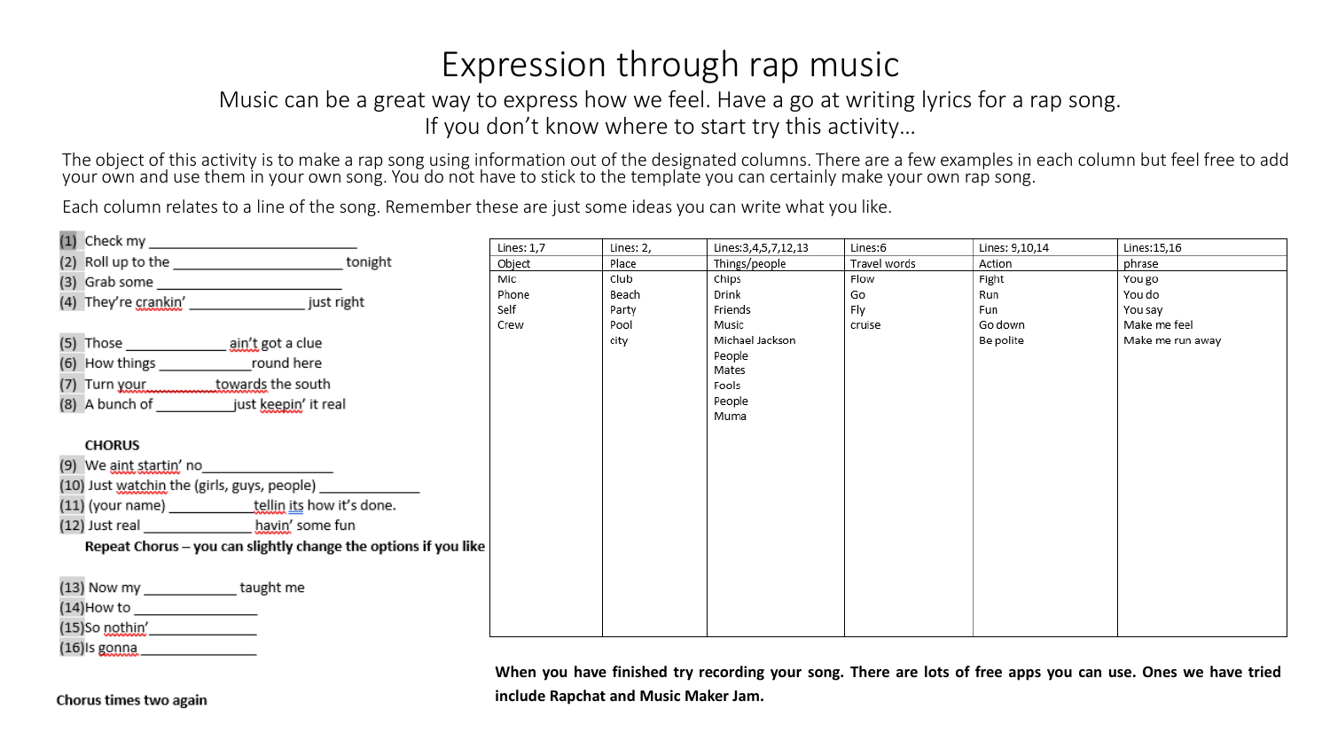# Expression through rap music

Music can be a great way to express how we feel. Have a go at writing lyrics for a rap song.
If you don't know where to start try this activity…

The object of this activity is to make a rap song using information out of the designated columns. There are a few examples in each column but feel free to add your own and use them in your own song. You do not have to stick to the template you can certainly make your own rap song.

Each column relates to a line of the song. Remember these are just some ideas you can write what you like.

(1) Check my ___________________________
(2) Roll up to the ______________________ tonight
(3) Grab some __________________________
(4) They're crankin' _______________ just right

(5) Those _____________ ain't got a clue
(6) How things ____________round here
(7) Turn your__________towards the south
(8) A bunch of __________just keepin' it real

**CHORUS**
(9) We aint startin' no________________
(10) Just watchin the (girls, guys, people) _____________
(11) (your name) __________tellin its how it's done.
(12) Just real ______________ havin' some fun
**Repeat Chorus – you can slightly change the options if you like**

(13) Now my ____________ taught me
(14) How to _______________
(15) So nothin'______________
(16) Is gonna _______________

**Chorus times two again**

| Lines: 1,7 | Lines: 2, | Lines:3,4,5,7,12,13 | Lines:6 | Lines: 9,10,14 | Lines:15,16 |
|---|---|---|---|---|---|
| Object | Place | Things/people | Travel words | Action | phrase |
| Mic | Club | Chips | Flow | Fight | You go |
| Phone | Beach | Drink | Go | Run | You do |
| Self | Party | Friends | Fly | Fun | You say |
| Crew | Pool | Music | cruise | Go down | Make me feel |
| | city | Michael Jackson | | Be polite | Make me run away |
| | | People | | | |
| | | Mates | | | |
| | | Fools | | | |
| | | People | | | |
| | | Muma | | | |

**When you have finished try recording your song. There are lots of free apps you can use. Ones we have tried include Rapchat and Music Maker Jam.**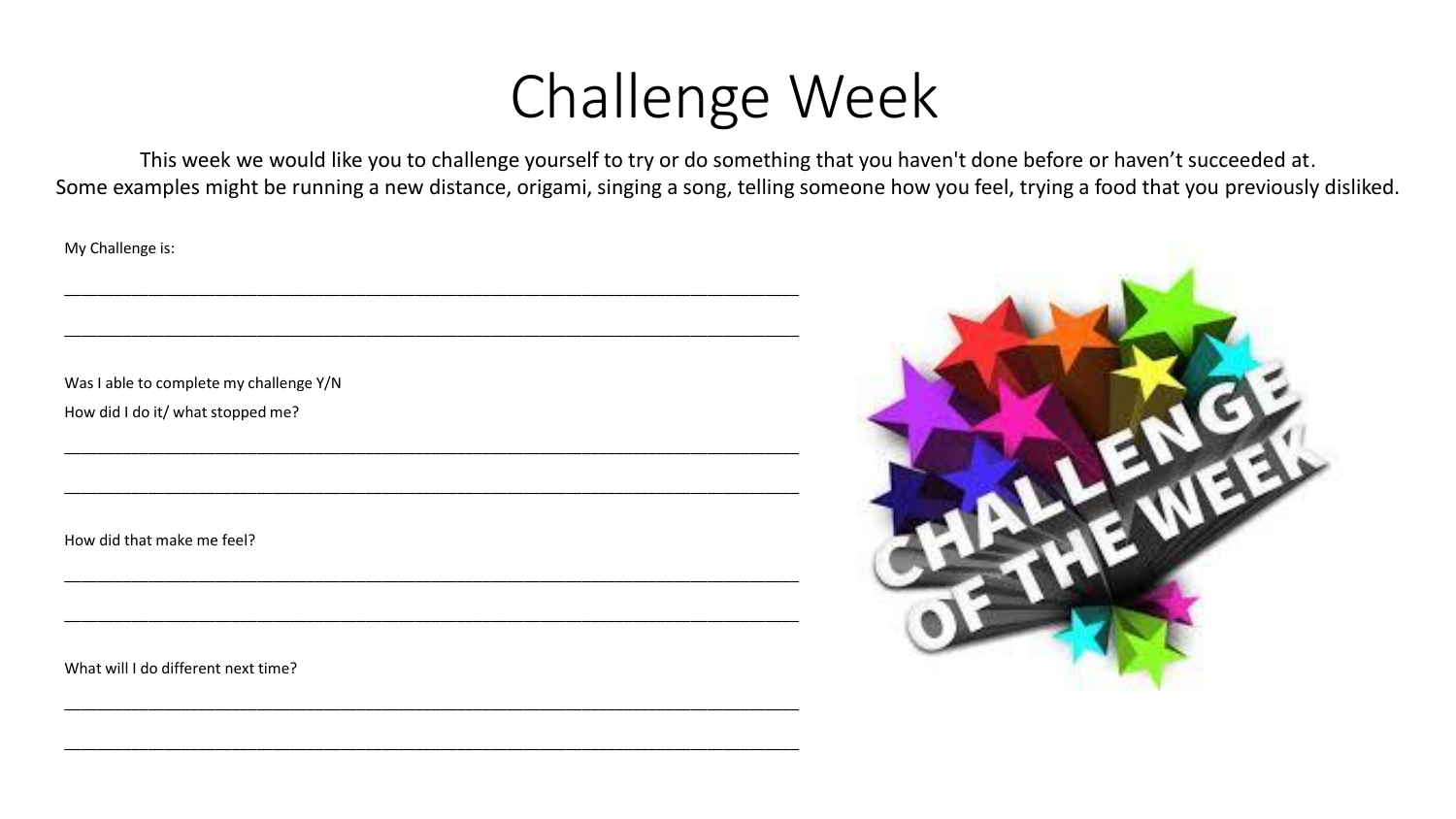# Challenge Week

This week we would like you to challenge yourself to try or do something that you haven't done before or haven't succeeded at.
Some examples might be running a new distance, origami, singing a song, telling someone how you feel, trying a food that you previously disliked.

My Challenge is:

______________________________________________________________________________

______________________________________________________________________________

Was I able to complete my challenge Y/N

How did I do it/ what stopped me?

______________________________________________________________________________

______________________________________________________________________________

How did that make me feel?

______________________________________________________________________________

______________________________________________________________________________

What will I do different next time?

______________________________________________________________________________

______________________________________________________________________________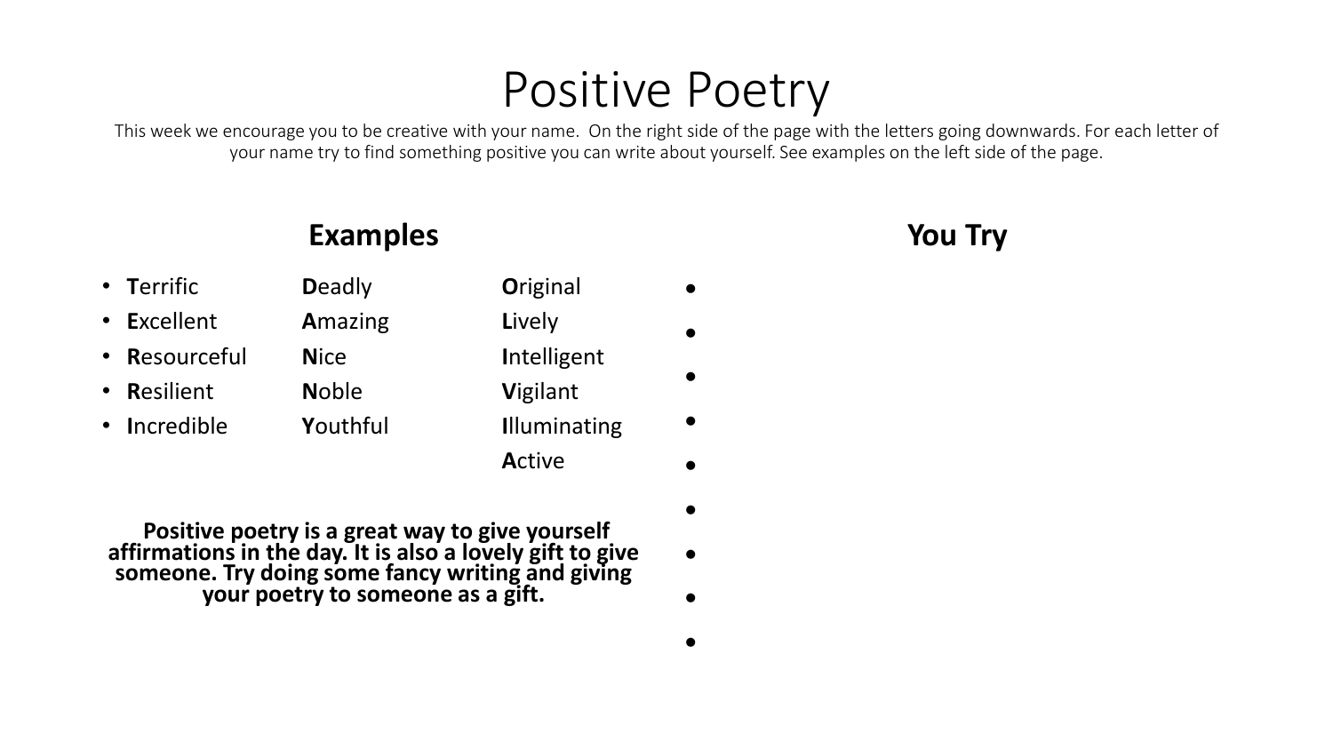# Positive Poetry

This week we encourage you to be creative with your name. On the right side of the page with the letters going downwards. For each letter of your name try to find something positive you can write about yourself. See examples on the left side of the page.

## Examples

- **T**errific
- **E**xcellent
- **R**esourceful
- **R**esilient
- **I**ncredible

**D**eadly
**A**mazing
**N**ice
**N**oble
**Y**outhful

**O**riginal
**L**ively
**I**ntelligent
**V**igilant
**I**lluminating
**A**ctive

**Positive poetry is a great way to give yourself affirmations in the day. It is also a lovely gift to give someone. Try doing some fancy writing and giving your poetry to someone as a gift.**

## You Try

- 
- 
- 
- 
- 
- 
- 
- 
-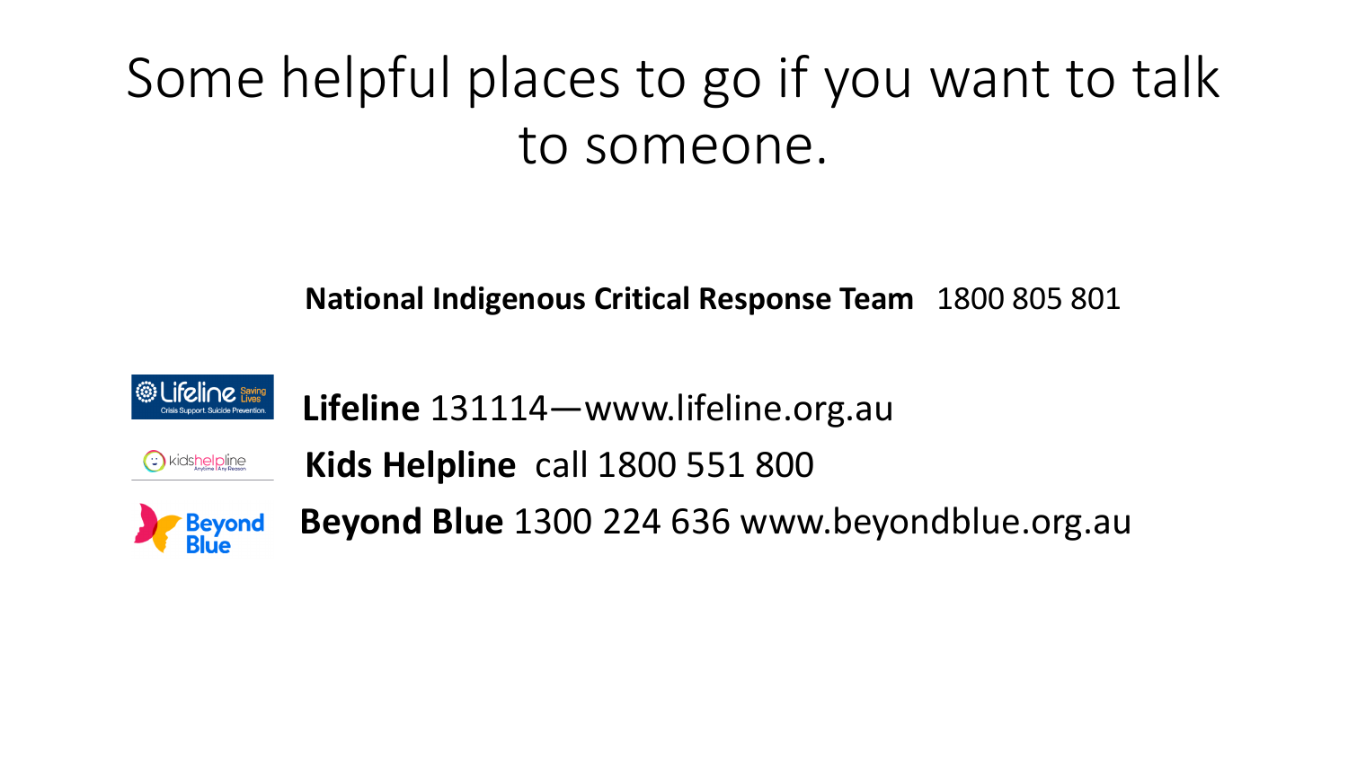# Some helpful places to go if you want to talk to someone.

**National Indigenous Critical Response Team** 1800 805 801

**Lifeline** 131114—www.lifeline.org.au

**Kids Helpline** call 1800 551 800

**Beyond Blue** 1300 224 636 www.beyondblue.org.au